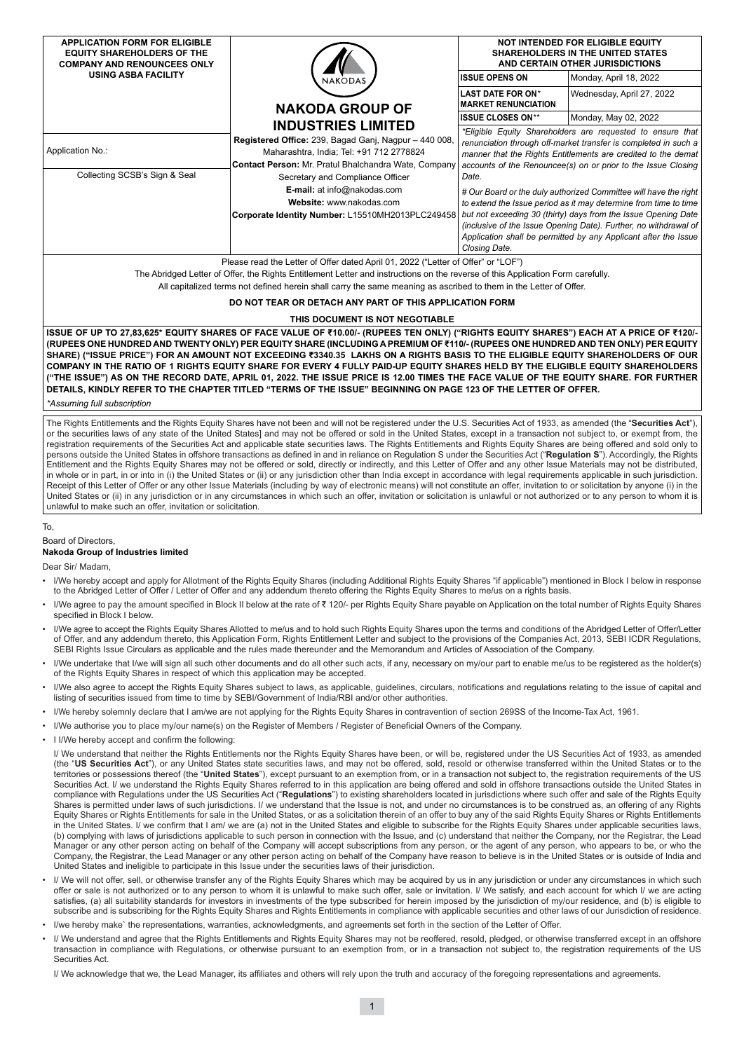**APPLICATION FORM FOR ELIGIBLE EQUITY SHAREHOLDERS OF THE COMPANY AND RENOUNCEES ONLY USING ASBA FACILITY**

Application No.:

Collecting SCSB's Sign & Seal

# NAKODA GROUP OF INDUSTRIES LIMITED

**Registered Office:** 239, Bagad Ganj, Nagpur – 440 008, Maharashtra, India; Tel: +91 712 2778824
**Contact Person:** Mr. Pratul Bhalchandra Wate, Company Secretary and Compliance Officer
**E-mail:** at info@nakodas.com
**Website:** www.nakodas.com
**Corporate Identity Number:** L15510MH2013PLC249458

**NOT INTENDED FOR ELIGIBLE EQUITY SHAREHOLDERS IN THE UNITED STATES AND CERTAIN OTHER JURISDICTIONS**

| | |
|---|---|
| **ISSUE OPENS ON** | Monday, April 18, 2022 |
| **LAST DATE FOR ON* MARKET RENUNCIATION** | Wednesday, April 27, 2022 |
| **ISSUE CLOSES ON**** | Monday, May 02, 2022 |

*\*Eligible Equity Shareholders are requested to ensure that renunciation through off-market transfer is completed in such a manner that the Rights Entitlements are credited to the demat accounts of the Renouncee(s) on or prior to the Issue Closing Date.*

*# Our Board or the duly authorized Committee will have the right to extend the Issue period as it may determine from time to time but not exceeding 30 (thirty) days from the Issue Opening Date (inclusive of the Issue Opening Date). Further, no withdrawal of Application shall be permitted by any Applicant after the Issue Closing Date.*

Please read the Letter of Offer dated April 01, 2022 ("Letter of Offer" or "LOF")

The Abridged Letter of Offer, the Rights Entitlement Letter and instructions on the reverse of this Application Form carefully.

All capitalized terms not defined herein shall carry the same meaning as ascribed to them in the Letter of Offer.

**DO NOT TEAR OR DETACH ANY PART OF THIS APPLICATION FORM**

**THIS DOCUMENT IS NOT NEGOTIABLE**

**ISSUE OF UP TO 27,83,625* EQUITY SHARES OF FACE VALUE OF ₹10.00/- (RUPEES TEN ONLY) ("RIGHTS EQUITY SHARES") EACH AT A PRICE OF ₹120/- (RUPEES ONE HUNDRED AND TWENTY ONLY) PER EQUITY SHARE (INCLUDING A PREMIUM OF ₹110/- (RUPEES ONE HUNDRED AND TEN ONLY) PER EQUITY SHARE) ("ISSUE PRICE") FOR AN AMOUNT NOT EXCEEDING ₹3340.35 LAKHS ON A RIGHTS BASIS TO THE ELIGIBLE EQUITY SHAREHOLDERS OF OUR COMPANY IN THE RATIO OF 1 RIGHTS EQUITY SHARE FOR EVERY 4 FULLY PAID-UP EQUITY SHARES HELD BY THE ELIGIBLE EQUITY SHAREHOLDERS ("THE ISSUE") AS ON THE RECORD DATE, APRIL 01, 2022. THE ISSUE PRICE IS 12.00 TIMES THE FACE VALUE OF THE EQUITY SHARE. FOR FURTHER DETAILS, KINDLY REFER TO THE CHAPTER TITLED "TERMS OF THE ISSUE" BEGINNING ON PAGE 123 OF THE LETTER OF OFFER.**

*\*Assuming full subscription*

The Rights Entitlements and the Rights Equity Shares have not been and will not be registered under the U.S. Securities Act of 1933, as amended (the "**Securities Act**"), or the securities laws of any state of the United States] and may not be offered or sold in the United States, except in a transaction not subject to, or exempt from, the registration requirements of the Securities Act and applicable state securities laws. The Rights Entitlements and Rights Equity Shares are being offered and sold only to persons outside the United States in offshore transactions as defined in and in reliance on Regulation S under the Securities Act ("**Regulation S**"). Accordingly, the Rights Entitlement and the Rights Equity Shares may not be offered or sold, directly or indirectly, and this Letter of Offer and any other Issue Materials may not be distributed, in whole or in part, in or into in (i) the United States or (ii) or any jurisdiction other than India except in accordance with legal requirements applicable in such jurisdiction. Receipt of this Letter of Offer or any other Issue Materials (including by way of electronic means) will not constitute an offer, invitation to or solicitation by anyone (i) in the United States or (ii) in any jurisdiction or in any circumstances in which such an offer, invitation or solicitation is unlawful or not authorized or to any person to whom it is unlawful to make such an offer, invitation or solicitation.

To,

Board of Directors,
**Nakoda Group of Industries limited**

Dear Sir/ Madam,

- I/We hereby accept and apply for Allotment of the Rights Equity Shares (including Additional Rights Equity Shares "if applicable") mentioned in Block I below in response to the Abridged Letter of Offer / Letter of Offer and any addendum thereto offering the Rights Equity Shares to me/us on a rights basis.
- I/We agree to pay the amount specified in Block II below at the rate of ₹ 120/- per Rights Equity Share payable on Application on the total number of Rights Equity Shares specified in Block I below.
- I/We agree to accept the Rights Equity Shares Allotted to me/us and to hold such Rights Equity Shares upon the terms and conditions of the Abridged Letter of Offer/Letter of Offer, and any addendum thereto, this Application Form, Rights Entitlement Letter and subject to the provisions of the Companies Act, 2013, SEBI ICDR Regulations, SEBI Rights Issue Circulars as applicable and the rules made thereunder and the Memorandum and Articles of Association of the Company.
- I/We undertake that I/we will sign all such other documents and do all other such acts, if any, necessary on my/our part to enable me/us to be registered as the holder(s) of the Rights Equity Shares in respect of which this application may be accepted.
- I/We also agree to accept the Rights Equity Shares subject to laws, as applicable, guidelines, circulars, notifications and regulations relating to the issue of capital and listing of securities issued from time to time by SEBI/Government of India/RBI and/or other authorities.
- I/We hereby solemnly declare that I am/we are not applying for the Rights Equity Shares in contravention of section 269SS of the Income-Tax Act, 1961.
- I/We authorise you to place my/our name(s) on the Register of Members / Register of Beneficial Owners of the Company.
- I I/We hereby accept and confirm the following:

  I/ We understand that neither the Rights Entitlements nor the Rights Equity Shares have been, or will be, registered under the US Securities Act of 1933, as amended (the "**US Securities Act**"), or any United States state securities laws, and may not be offered, sold, resold or otherwise transferred within the United States or to the territories or possessions thereof (the "**United States**"), except pursuant to an exemption from, or in a transaction not subject to, the registration requirements of the US Securities Act. I/ we understand the Rights Equity Shares referred to in this application are being offered and sold in offshore transactions outside the United States in compliance with Regulations under the US Securities Act ("**Regulations**") to existing shareholders located in jurisdictions where such offer and sale of the Rights Equity Shares is permitted under laws of such jurisdictions. I/ we understand that the Issue is not, and under no circumstances is to be construed as, an offering of any Rights Equity Shares or Rights Entitlements for sale in the United States, or as a solicitation therein of an offer to buy any of the said Rights Equity Shares or Rights Entitlements in the United States. I/ we confirm that I am/ we are (a) not in the United States and eligible to subscribe for the Rights Equity Shares under applicable securities laws, (b) complying with laws of jurisdictions applicable to such person in connection with the Issue, and (c) understand that neither the Company, nor the Registrar, the Lead Manager or any other person acting on behalf of the Company will accept subscriptions from any person, or the agent of any person, who appears to be, or who the Company, the Registrar, the Lead Manager or any other person acting on behalf of the Company have reason to believe is in the United States or is outside of India and United States and ineligible to participate in this Issue under the securities laws of their jurisdiction.
- I/ We will not offer, sell, or otherwise transfer any of the Rights Equity Shares which may be acquired by us in any jurisdiction or under any circumstances in which such offer or sale is not authorized or to any person to whom it is unlawful to make such offer, sale or invitation. I/ We satisfy, and each account for which I/ we are acting satisfies, (a) all suitability standards for investors in investments of the type subscribed for herein imposed by the jurisdiction of my/our residence, and (b) is eligible to subscribe and is subscribing for the Rights Equity Shares and Rights Entitlements in compliance with applicable securities and other laws of our Jurisdiction of residence.
- I/we hereby make` the representations, warranties, acknowledgments, and agreements set forth in the section of the Letter of Offer.
- I/ We understand and agree that the Rights Entitlements and Rights Equity Shares may not be reoffered, resold, pledged, or otherwise transferred except in an offshore transaction in compliance with Regulations, or otherwise pursuant to an exemption from, or in a transaction not subject to, the registration requirements of the US Securities Act.

  I/ We acknowledge that we, the Lead Manager, its affiliates and others will rely upon the truth and accuracy of the foregoing representations and agreements.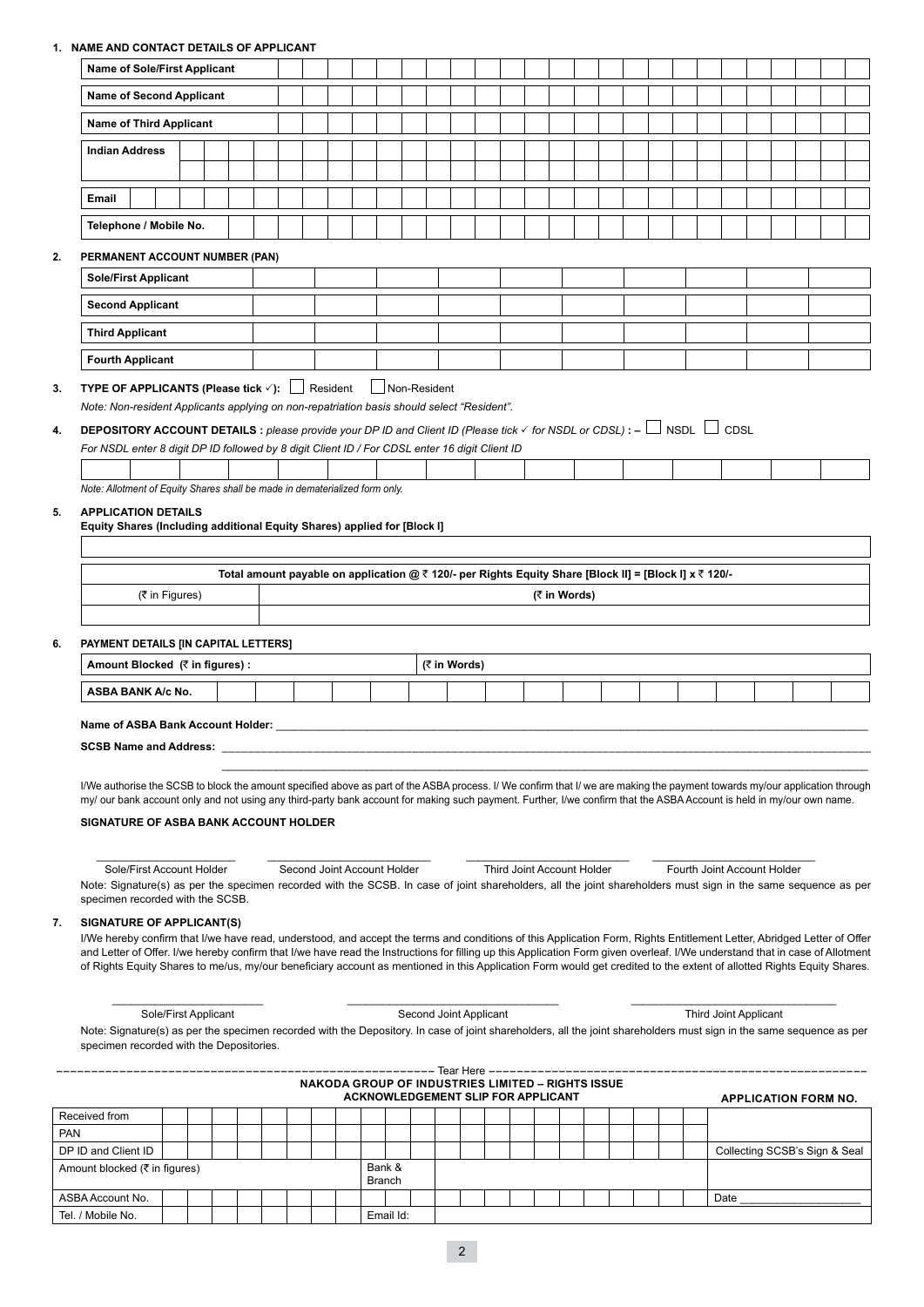**1. NAME AND CONTACT DETAILS OF APPLICANT**

| Name of Sole/First Applicant | |
|---|---|
| Name of Second Applicant | |
| Name of Third Applicant | |
| Indian Address | |
| | |
| Email | |
| Telephone / Mobile No. | |

**2. PERMANENT ACCOUNT NUMBER (PAN)**

| Sole/First Applicant | |
|---|---|
| Second Applicant | |
| Third Applicant | |
| Fourth Applicant | |

**3. TYPE OF APPLICANTS (Please tick ✓):** ☐ Resident ☐ Non-Resident

*Note: Non-resident Applicants applying on non-repatriation basis should select "Resident".*

**4. DEPOSITORY ACCOUNT DETAILS :** *please provide your DP ID and Client ID (Please tick ✓ for NSDL or CDSL)* **: –** ☐ NSDL ☐ CDSL

*For NSDL enter 8 digit DP ID followed by 8 digit Client ID / For CDSL enter 16 digit Client ID*

| | | | | | | | | | | | | | | | |
|---|---|---|---|---|---|---|---|---|---|---|---|---|---|---|---|

*Note: Allotment of Equity Shares shall be made in dematerialized form only.*

**5. APPLICATION DETAILS**

**Equity Shares (Including additional Equity Shares) applied for [Block I]**

| |
|---|
| |

| Total amount payable on application @ ₹ 120/- per Rights Equity Share [Block II] = [Block I] x ₹ 120/- | |
|---|---|
| (₹ in Figures) | (₹ in Words) |
| | |

**6. PAYMENT DETAILS [IN CAPITAL LETTERS]**

| Amount Blocked (₹ in figures) : | | (₹ in Words) |
|---|---|---|
| ASBA BANK A/c No. | | |

**Name of ASBA Bank Account Holder:** ____________________

**SCSB Name and Address:** ____________________

I/We authorise the SCSB to block the amount specified above as part of the ASBA process. I/ We confirm that I/ we are making the payment towards my/our application through my/ our bank account only and not using any third-party bank account for making such payment. Further, I/we confirm that the ASBA Account is held in my/our own name.

**SIGNATURE OF ASBA BANK ACCOUNT HOLDER**

| Sole/First Account Holder | Second Joint Account Holder | Third Joint Account Holder | Fourth Joint Account Holder |
|---|---|---|---|

Note: Signature(s) as per the specimen recorded with the SCSB. In case of joint shareholders, all the joint shareholders must sign in the same sequence as per specimen recorded with the SCSB.

**7. SIGNATURE OF APPLICANT(S)**

I/We hereby confirm that I/we have read, understood, and accept the terms and conditions of this Application Form, Rights Entitlement Letter, Abridged Letter of Offer and Letter of Offer. I/we hereby confirm that I/we have read the Instructions for filling up this Application Form given overleaf. I/We understand that in case of Allotment of Rights Equity Shares to me/us, my/our beneficiary account as mentioned in this Application Form would get credited to the extent of allotted Rights Equity Shares.

| Sole/First Applicant | Second Joint Applicant | Third Joint Applicant |
|---|---|---|

Note: Signature(s) as per the specimen recorded with the Depository. In case of joint shareholders, all the joint shareholders must sign in the same sequence as per specimen recorded with the Depositories.

– – – – – – – – – – – – – – – – – – – – Tear Here – – – – – – – – – – – – – – – – – – – –

**NAKODA GROUP OF INDUSTRIES LIMITED – RIGHTS ISSUE**

**ACKNOWLEDGEMENT SLIP FOR APPLICANT** **APPLICATION FORM NO.**

| Received from | | | |
|---|---|---|---|
| PAN | | | |
| DP ID and Client ID | | | Collecting SCSB's Sign & Seal |
| Amount blocked (₹ in figures) | | Bank & Branch | |
| ASBA Account No. | | | Date ___________ |
| Tel. / Mobile No. | | Email Id: | |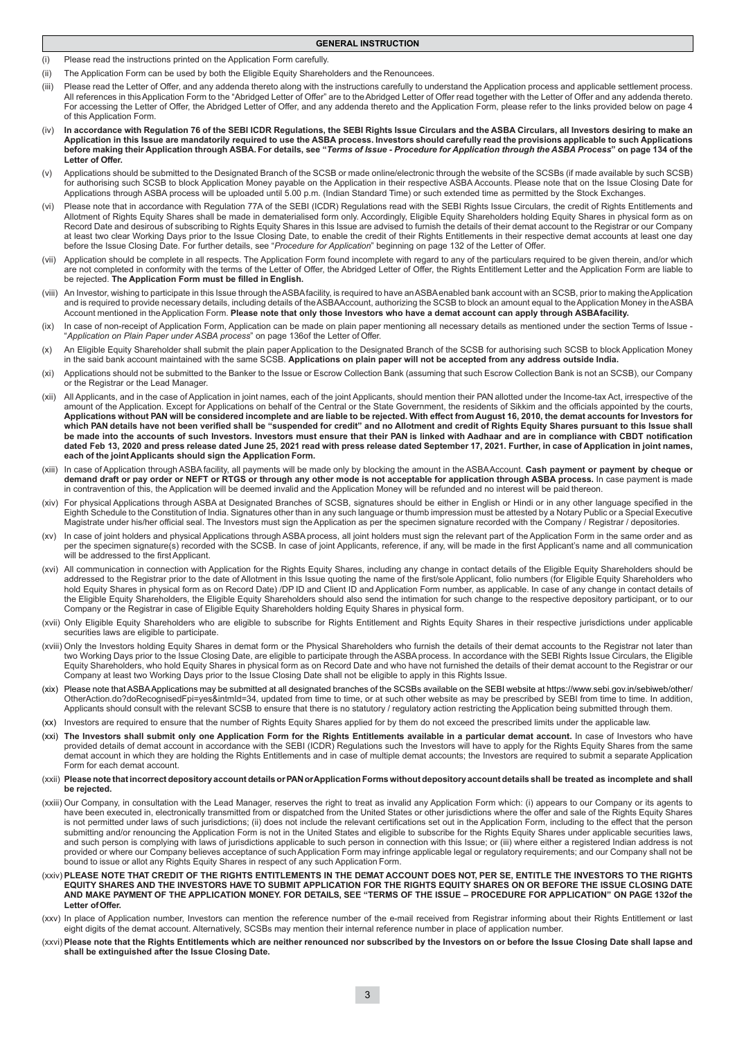## GENERAL INSTRUCTION

(i) Please read the instructions printed on the Application Form carefully.

(ii) The Application Form can be used by both the Eligible Equity Shareholders and the Renouncees.

(iii) Please read the Letter of Offer, and any addenda thereto along with the instructions carefully to understand the Application process and applicable settlement process. All references in this Application Form to the "Abridged Letter of Offer" are to the Abridged Letter of Offer read together with the Letter of Offer and any addenda thereto. For accessing the Letter of Offer, the Abridged Letter of Offer, and any addenda thereto and the Application Form, please refer to the links provided below on page 4 of this Application Form.

(iv) **In accordance with Regulation 76 of the SEBI ICDR Regulations, the SEBI Rights Issue Circulars and the ASBA Circulars, all Investors desiring to make an Application in this Issue are mandatorily required to use the ASBA process. Investors should carefully read the provisions applicable to such Applications before making their Application through ASBA. For details, see "*Terms of Issue - Procedure for Application through the ASBA Process*" on page 134 of the Letter of Offer.**

(v) Applications should be submitted to the Designated Branch of the SCSB or made online/electronic through the website of the SCSBs (if made available by such SCSB) for authorising such SCSB to block Application Money payable on the Application in their respective ASBA Accounts. Please note that on the Issue Closing Date for Applications through ASBA process will be uploaded until 5.00 p.m. (Indian Standard Time) or such extended time as permitted by the Stock Exchanges.

(vi) Please note that in accordance with Regulation 77A of the SEBI (ICDR) Regulations read with the SEBI Rights Issue Circulars, the credit of Rights Entitlements and Allotment of Rights Equity Shares shall be made in dematerialised form only. Accordingly, Eligible Equity Shareholders holding Equity Shares in physical form as on Record Date and desirous of subscribing to Rights Equity Shares in this Issue are advised to furnish the details of their demat account to the Registrar or our Company at least two clear Working Days prior to the Issue Closing Date, to enable the credit of their Rights Entitlements in their respective demat accounts at least one day before the Issue Closing Date. For further details, see "*Procedure for Application*" beginning on page 132 of the Letter of Offer.

(vii) Application should be complete in all respects. The Application Form found incomplete with regard to any of the particulars required to be given therein, and/or which are not completed in conformity with the terms of the Letter of Offer, the Abridged Letter of Offer, the Rights Entitlement Letter and the Application Form are liable to be rejected. **The Application Form must be filled in English.**

(viii) An Investor, wishing to participate in this Issue through the ASBA facility, is required to have an ASBA enabled bank account with an SCSB, prior to making the Application and is required to provide necessary details, including details of the ASBA Account, authorizing the SCSB to block an amount equal to the Application Money in the ASBA Account mentioned in the Application Form. **Please note that only those Investors who have a demat account can apply through ASBA facility.**

(ix) In case of non-receipt of Application Form, Application can be made on plain paper mentioning all necessary details as mentioned under the section Terms of Issue - "*Application on Plain Paper under ASBA process*" on page 136of the Letter of Offer.

(x) An Eligible Equity Shareholder shall submit the plain paper Application to the Designated Branch of the SCSB for authorising such SCSB to block Application Money in the said bank account maintained with the same SCSB. **Applications on plain paper will not be accepted from any address outside India.**

(xi) Applications should not be submitted to the Banker to the Issue or Escrow Collection Bank (assuming that such Escrow Collection Bank is not an SCSB), our Company or the Registrar or the Lead Manager.

(xii) All Applicants, and in the case of Application in joint names, each of the joint Applicants, should mention their PAN allotted under the Income-tax Act, irrespective of the amount of the Application. Except for Applications on behalf of the Central or the State Government, the residents of Sikkim and the officials appointed by the courts, **Applications without PAN will be considered incomplete and are liable to be rejected. With effect from August 16, 2010, the demat accounts for Investors for which PAN details have not been verified shall be "suspended for credit" and no Allotment and credit of Rights Equity Shares pursuant to this Issue shall be made into the accounts of such Investors. Investors must ensure that their PAN is linked with Aadhaar and are in compliance with CBDT notification dated Feb 13, 2020 and press release dated June 25, 2021 read with press release dated September 17, 2021. Further, in case of Application in joint names, each of the joint Applicants should sign the Application Form.**

(xiii) In case of Application through ASBA facility, all payments will be made only by blocking the amount in the ASBA Account. **Cash payment or payment by cheque or demand draft or pay order or NEFT or RTGS or through any other mode is not acceptable for application through ASBA process.** In case payment is made in contravention of this, the Application will be deemed invalid and the Application Money will be refunded and no interest will be paid thereon.

(xiv) For physical Applications through ASBA at Designated Branches of SCSB, signatures should be either in English or Hindi or in any other language specified in the Eighth Schedule to the Constitution of India. Signatures other than in any such language or thumb impression must be attested by a Notary Public or a Special Executive Magistrate under his/her official seal. The Investors must sign the Application as per the specimen signature recorded with the Company / Registrar / depositories.

(xv) In case of joint holders and physical Applications through ASBA process, all joint holders must sign the relevant part of the Application Form in the same order and as per the specimen signature(s) recorded with the SCSB. In case of joint Applicants, reference, if any, will be made in the first Applicant's name and all communication will be addressed to the first Applicant.

(xvi) All communication in connection with Application for the Rights Equity Shares, including any change in contact details of the Eligible Equity Shareholders should be addressed to the Registrar prior to the date of Allotment in this Issue quoting the name of the first/sole Applicant, folio numbers (for Eligible Equity Shareholders who hold Equity Shares in physical form as on Record Date) /DP ID and Client ID and Application Form number, as applicable. In case of any change in contact details of the Eligible Equity Shareholders, the Eligible Equity Shareholders should also send the intimation for such change to the respective depository participant, or to our Company or the Registrar in case of Eligible Equity Shareholders holding Equity Shares in physical form.

(xvii) Only Eligible Equity Shareholders who are eligible to subscribe for Rights Entitlement and Rights Equity Shares in their respective jurisdictions under applicable securities laws are eligible to participate.

(xviii) Only the Investors holding Equity Shares in demat form or the Physical Shareholders who furnish the details of their demat accounts to the Registrar not later than two Working Days prior to the Issue Closing Date, are eligible to participate through the ASBA process. In accordance with the SEBI Rights Issue Circulars, the Eligible Equity Shareholders, who hold Equity Shares in physical form as on Record Date and who have not furnished the details of their demat account to the Registrar or our Company at least two Working Days prior to the Issue Closing Date shall not be eligible to apply in this Rights Issue.

(xix) Please note that ASBA Applications may be submitted at all designated branches of the SCSBs available on the SEBI website at https://www.sebi.gov.in/sebiweb/other/OtherAction.do?doRecognisedFpi=yes&intmId=34, updated from time to time, or at such other website as may be prescribed by SEBI from time to time. In addition, Applicants should consult with the relevant SCSB to ensure that there is no statutory / regulatory action restricting the Application being submitted through them.

(xx) Investors are required to ensure that the number of Rights Equity Shares applied for by them do not exceed the prescribed limits under the applicable law.

(xxi) **The Investors shall submit only one Application Form for the Rights Entitlements available in a particular demat account.** In case of Investors who have provided details of demat account in accordance with the SEBI (ICDR) Regulations such the Investors will have to apply for the Rights Equity Shares from the same demat account in which they are holding the Rights Entitlements and in case of multiple demat accounts; the Investors are required to submit a separate Application Form for each demat account.

(xxii) **Please note that incorrect depository account details or PAN or Application Forms without depository account details shall be treated as incomplete and shall be rejected.**

(xxiii) Our Company, in consultation with the Lead Manager, reserves the right to treat as invalid any Application Form which: (i) appears to our Company or its agents to have been executed in, electronically transmitted from or dispatched from the United States or other jurisdictions where the offer and sale of the Rights Equity Shares is not permitted under laws of such jurisdictions; (ii) does not include the relevant certifications set out in the Application Form, including to the effect that the person submitting and/or renouncing the Application Form is not in the United States and eligible to subscribe for the Rights Equity Shares under applicable securities laws, and such person is complying with laws of jurisdictions applicable to such person in connection with this Issue; or (iii) where either a registered Indian address is not provided or where our Company believes acceptance of such Application Form may infringe applicable legal or regulatory requirements; and our Company shall not be bound to issue or allot any Rights Equity Shares in respect of any such Application Form.

(xxiv) **PLEASE NOTE THAT CREDIT OF THE RIGHTS ENTITLEMENTS IN THE DEMAT ACCOUNT DOES NOT, PER SE, ENTITLE THE INVESTORS TO THE RIGHTS EQUITY SHARES AND THE INVESTORS HAVE TO SUBMIT APPLICATION FOR THE RIGHTS EQUITY SHARES ON OR BEFORE THE ISSUE CLOSING DATE AND MAKE PAYMENT OF THE APPLICATION MONEY. FOR DETAILS, SEE "TERMS OF THE ISSUE – PROCEDURE FOR APPLICATION" ON PAGE 132of the Letter of Offer.**

(xxv) In place of Application number, Investors can mention the reference number of the e-mail received from Registrar informing about their Rights Entitlement or last eight digits of the demat account. Alternatively, SCSBs may mention their internal reference number in place of application number.

(xxvi) **Please note that the Rights Entitlements which are neither renounced nor subscribed by the Investors on or before the Issue Closing Date shall lapse and shall be extinguished after the Issue Closing Date.**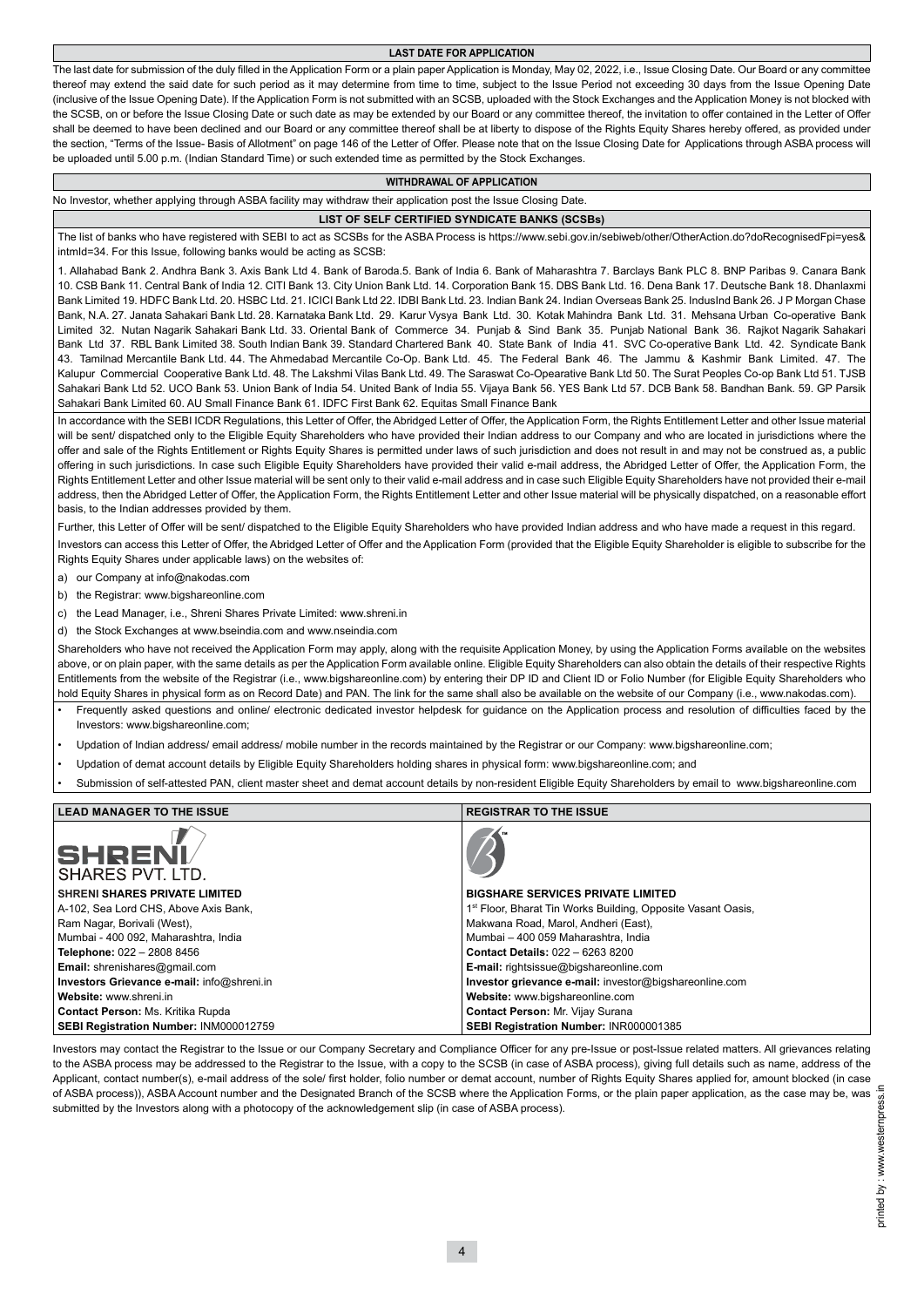## LAST DATE FOR APPLICATION

The last date for submission of the duly filled in the Application Form or a plain paper Application is Monday, May 02, 2022, i.e., Issue Closing Date. Our Board or any committee thereof may extend the said date for such period as it may determine from time to time, subject to the Issue Period not exceeding 30 days from the Issue Opening Date (inclusive of the Issue Opening Date). If the Application Form is not submitted with an SCSB, uploaded with the Stock Exchanges and the Application Money is not blocked with the SCSB, on or before the Issue Closing Date or such date as may be extended by our Board or any committee thereof, the invitation to offer contained in the Letter of Offer shall be deemed to have been declined and our Board or any committee thereof shall be at liberty to dispose of the Rights Equity Shares hereby offered, as provided under the section, "Terms of the Issue- Basis of Allotment" on page 146 of the Letter of Offer. Please note that on the Issue Closing Date for Applications through ASBA process will be uploaded until 5.00 p.m. (Indian Standard Time) or such extended time as permitted by the Stock Exchanges.

## WITHDRAWAL OF APPLICATION

No Investor, whether applying through ASBA facility may withdraw their application post the Issue Closing Date.

## LIST OF SELF CERTIFIED SYNDICATE BANKS (SCSBs)

The list of banks who have registered with SEBI to act as SCSBs for the ASBA Process is https://www.sebi.gov.in/sebiweb/other/OtherAction.do?doRecognisedFpi=yes&intmId=34. For this Issue, following banks would be acting as SCSB:

1. Allahabad Bank 2. Andhra Bank 3. Axis Bank Ltd 4. Bank of Baroda.5. Bank of India 6. Bank of Maharashtra 7. Barclays Bank PLC 8. BNP Paribas 9. Canara Bank 10. CSB Bank 11. Central Bank of India 12. CITI Bank 13. City Union Bank Ltd. 14. Corporation Bank 15. DBS Bank Ltd. 16. Dena Bank 17. Deutsche Bank 18. Dhanlaxmi Bank Limited 19. HDFC Bank Ltd. 20. HSBC Ltd. 21. ICICI Bank Ltd 22. IDBI Bank Ltd. 23. Indian Bank 24. Indian Overseas Bank 25. IndusInd Bank 26. J P Morgan Chase Bank, N.A. 27. Janata Sahakari Bank Ltd. 28. Karnataka Bank Ltd. 29. Karur Vysya Bank Ltd. 30. Kotak Mahindra Bank Ltd. 31. Mehsana Urban Co-operative Bank Limited 32. Nutan Nagarik Sahakari Bank Ltd. 33. Oriental Bank of Commerce 34. Punjab & Sind Bank 35. Punjab National Bank 36. Rajkot Nagarik Sahakari Bank Ltd 37. RBL Bank Limited 38. South Indian Bank 39. Standard Chartered Bank 40. State Bank of India 41. SVC Co-operative Bank Ltd. 42. Syndicate Bank 43. Tamilnad Mercantile Bank Ltd. 44. The Ahmedabad Mercantile Co-Op. Bank Ltd. 45. The Federal Bank 46. The Jammu & Kashmir Bank Limited. 47. The Kalupur Commercial Cooperative Bank Ltd. 48. The Lakshmi Vilas Bank Ltd. 49. The Saraswat Co-Opearative Bank Ltd 50. The Surat Peoples Co-op Bank Ltd 51. TJSB Sahakari Bank Ltd 52. UCO Bank 53. Union Bank of India 54. United Bank of India 55. Vijaya Bank 56. YES Bank Ltd 57. DCB Bank 58. Bandhan Bank. 59. GP Parsik Sahakari Bank Limited 60. AU Small Finance Bank 61. IDFC First Bank 62. Equitas Small Finance Bank

In accordance with the SEBI ICDR Regulations, this Letter of Offer, the Abridged Letter of Offer, the Application Form, the Rights Entitlement Letter and other Issue material will be sent/ dispatched only to the Eligible Equity Shareholders who have provided their Indian address to our Company and who are located in jurisdictions where the offer and sale of the Rights Entitlement or Rights Equity Shares is permitted under laws of such jurisdiction and does not result in and may not be construed as, a public offering in such jurisdictions. In case such Eligible Equity Shareholders have provided their valid e-mail address, the Abridged Letter of Offer, the Application Form, the Rights Entitlement Letter and other Issue material will be sent only to their valid e-mail address and in case such Eligible Equity Shareholders have not provided their e-mail address, then the Abridged Letter of Offer, the Application Form, the Rights Entitlement Letter and other Issue material will be physically dispatched, on a reasonable effort basis, to the Indian addresses provided by them.

Further, this Letter of Offer will be sent/ dispatched to the Eligible Equity Shareholders who have provided Indian address and who have made a request in this regard.

Investors can access this Letter of Offer, the Abridged Letter of Offer and the Application Form (provided that the Eligible Equity Shareholder is eligible to subscribe for the Rights Equity Shares under applicable laws) on the websites of:

a) our Company at info@nakodas.com

b) the Registrar: www.bigshareonline.com

c) the Lead Manager, i.e., Shreni Shares Private Limited: www.shreni.in

d) the Stock Exchanges at www.bseindia.com and www.nseindia.com

Shareholders who have not received the Application Form may apply, along with the requisite Application Money, by using the Application Forms available on the websites above, or on plain paper, with the same details as per the Application Form available online. Eligible Equity Shareholders can also obtain the details of their respective Rights Entitlements from the website of the Registrar (i.e., www.bigshareonline.com) by entering their DP ID and Client ID or Folio Number (for Eligible Equity Shareholders who hold Equity Shares in physical form as on Record Date) and PAN. The link for the same shall also be available on the website of our Company (i.e., www.nakodas.com).

- Frequently asked questions and online/ electronic dedicated investor helpdesk for guidance on the Application process and resolution of difficulties faced by the Investors: www.bigshareonline.com;
- Updation of Indian address/ email address/ mobile number in the records maintained by the Registrar or our Company: www.bigshareonline.com;
- Updation of demat account details by Eligible Equity Shareholders holding shares in physical form: www.bigshareonline.com; and
- Submission of self-attested PAN, client master sheet and demat account details by non-resident Eligible Equity Shareholders by email to www.bigshareonline.com

| LEAD MANAGER TO THE ISSUE | REGISTRAR TO THE ISSUE |
|---|---|
| SHRENI SHARES PVT. LTD. | |
| **SHRENI SHARES PRIVATE LIMITED** | **BIGSHARE SERVICES PRIVATE LIMITED** |
| A-102, Sea Lord CHS, Above Axis Bank, | 1st Floor, Bharat Tin Works Building, Opposite Vasant Oasis, |
| Ram Nagar, Borivali (West), | Makwana Road, Marol, Andheri (East), |
| Mumbai - 400 092, Maharashtra, India | Mumbai – 400 059 Maharashtra, India |
| **Telephone:** 022 – 2808 8456 | **Contact Details:** 022 – 6263 8200 |
| **Email:** shrenishares@gmail.com | **E-mail:** rightsissue@bigshareonline.com |
| **Investors Grievance e-mail:** info@shreni.in | **Investor grievance e-mail:** investor@bigshareonline.com |
| **Website:** www.shreni.in | **Website:** www.bigshareonline.com |
| **Contact Person:** Ms. Kritika Rupda | **Contact Person:** Mr. Vijay Surana |
| **SEBI Registration Number:** INM000012759 | **SEBI Registration Number:** INR000001385 |

Investors may contact the Registrar to the Issue or our Company Secretary and Compliance Officer for any pre-Issue or post-Issue related matters. All grievances relating to the ASBA process may be addressed to the Registrar to the Issue, with a copy to the SCSB (in case of ASBA process), giving full details such as name, address of the Applicant, contact number(s), e-mail address of the sole/ first holder, folio number or demat account, number of Rights Equity Shares applied for, amount blocked (in case of ASBA process), ASBA Account number and the Designated Branch of the SCSB where the Application Forms, or the plain paper application, as the case may be, was submitted by the Investors along with a photocopy of the acknowledgement slip (in case of ASBA process).

printed by : www.westernpress.in